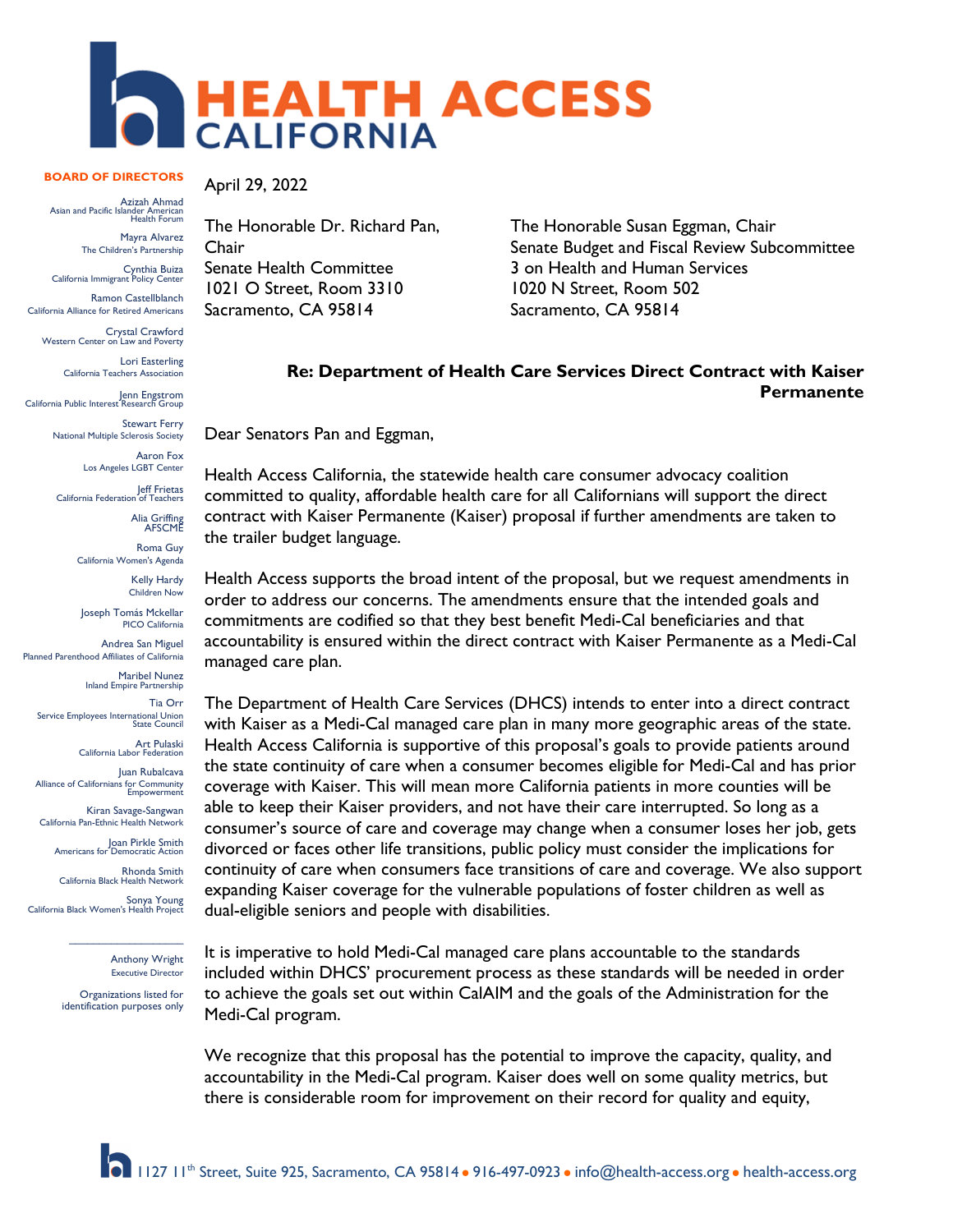# HEALTH ACCESS CALIFORNIA

**BOARD OF DIRECTORS**

Azizah Ahmad
Asian and Pacific Islander American Health Forum

Mayra Alvarez
The Children's Partnership

Cynthia Buiza
California Immigrant Policy Center

Ramon Castellblanch
California Alliance for Retired Americans

Crystal Crawford
Western Center on Law and Poverty

Lori Easterling
California Teachers Association

Jenn Engstrom
California Public Interest Research Group

Stewart Ferry
National Multiple Sclerosis Society

Aaron Fox
Los Angeles LGBT Center

Jeff Frietas
California Federation of Teachers

Alia Griffing
AFSCME

Roma Guy
California Women's Agenda

Kelly Hardy
Children Now

Joseph Tomás Mckellar
PICO California

Andrea San Miguel
Planned Parenthood Affiliates of California

Maribel Nunez
Inland Empire Partnership

Tia Orr
Service Employees International Union State Council

Art Pulaski
California Labor Federation

Juan Rubalcava
Alliance of Californians for Community Empowerment

Kiran Savage-Sangwan
California Pan-Ethnic Health Network

Joan Pirkle Smith
Americans for Democratic Action

Rhonda Smith
California Black Health Network

Sonya Young
California Black Women's Health Project

---

Anthony Wright
Executive Director

Organizations listed for identification purposes only

April 29, 2022

The Honorable Dr. Richard Pan, Chair
Senate Health Committee
1021 O Street, Room 3310
Sacramento, CA 95814

The Honorable Susan Eggman, Chair
Senate Budget and Fiscal Review Subcommittee 3 on Health and Human Services
1020 N Street, Room 502
Sacramento, CA 95814

**Re: Department of Health Care Services Direct Contract with Kaiser Permanente**

Dear Senators Pan and Eggman,

Health Access California, the statewide health care consumer advocacy coalition committed to quality, affordable health care for all Californians will support the direct contract with Kaiser Permanente (Kaiser) proposal if further amendments are taken to the trailer budget language.

Health Access supports the broad intent of the proposal, but we request amendments in order to address our concerns. The amendments ensure that the intended goals and commitments are codified so that they best benefit Medi-Cal beneficiaries and that accountability is ensured within the direct contract with Kaiser Permanente as a Medi-Cal managed care plan.

The Department of Health Care Services (DHCS) intends to enter into a direct contract with Kaiser as a Medi-Cal managed care plan in many more geographic areas of the state. Health Access California is supportive of this proposal's goals to provide patients around the state continuity of care when a consumer becomes eligible for Medi-Cal and has prior coverage with Kaiser. This will mean more California patients in more counties will be able to keep their Kaiser providers, and not have their care interrupted. So long as a consumer's source of care and coverage may change when a consumer loses her job, gets divorced or faces other life transitions, public policy must consider the implications for continuity of care when consumers face transitions of care and coverage. We also support expanding Kaiser coverage for the vulnerable populations of foster children as well as dual-eligible seniors and people with disabilities.

It is imperative to hold Medi-Cal managed care plans accountable to the standards included within DHCS' procurement process as these standards will be needed in order to achieve the goals set out within CalAIM and the goals of the Administration for the Medi-Cal program.

We recognize that this proposal has the potential to improve the capacity, quality, and accountability in the Medi-Cal program. Kaiser does well on some quality metrics, but there is considerable room for improvement on their record for quality and equity,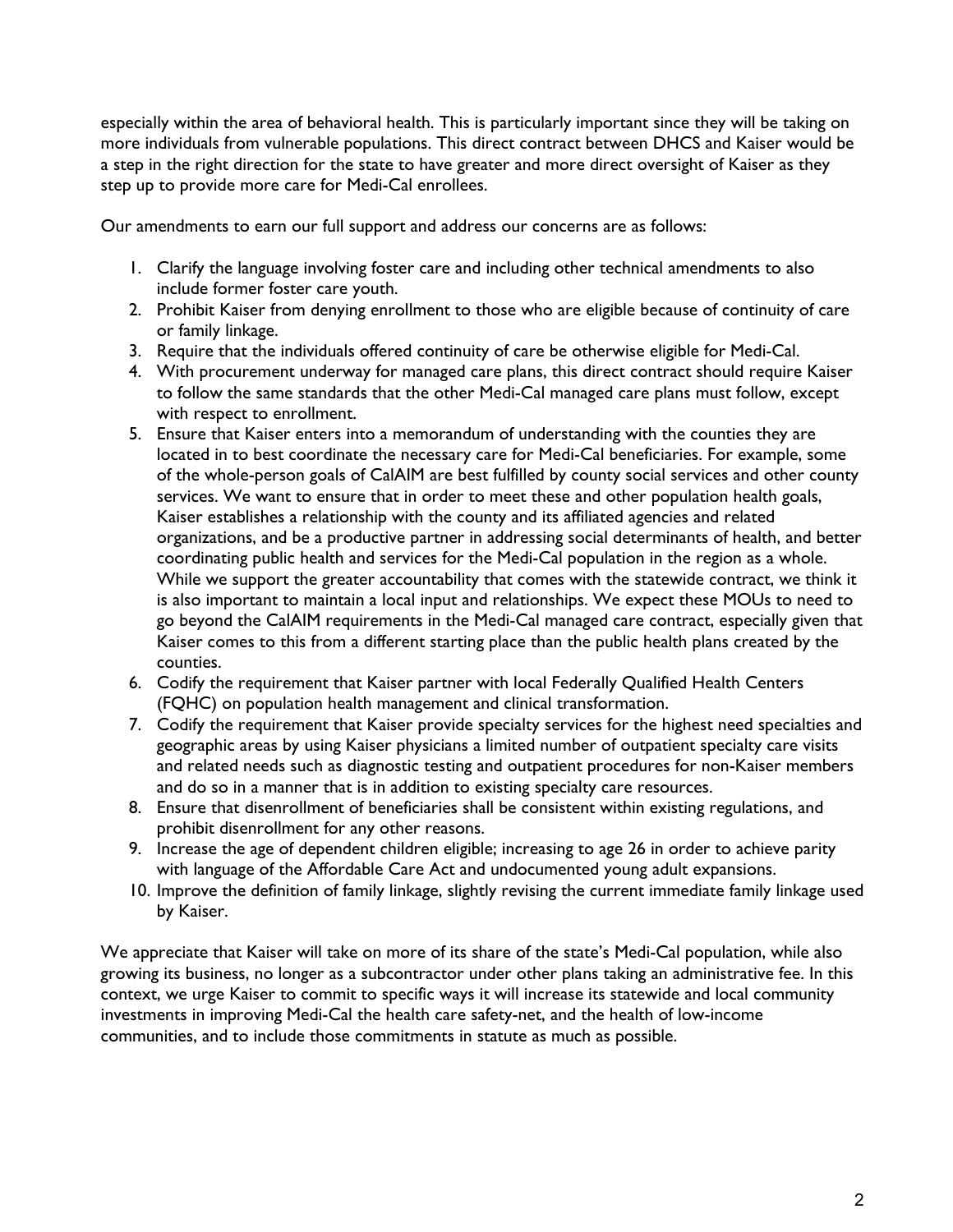especially within the area of behavioral health. This is particularly important since they will be taking on more individuals from vulnerable populations. This direct contract between DHCS and Kaiser would be a step in the right direction for the state to have greater and more direct oversight of Kaiser as they step up to provide more care for Medi-Cal enrollees.

Our amendments to earn our full support and address our concerns are as follows:

1. Clarify the language involving foster care and including other technical amendments to also include former foster care youth.
2. Prohibit Kaiser from denying enrollment to those who are eligible because of continuity of care or family linkage.
3. Require that the individuals offered continuity of care be otherwise eligible for Medi-Cal.
4. With procurement underway for managed care plans, this direct contract should require Kaiser to follow the same standards that the other Medi-Cal managed care plans must follow, except with respect to enrollment.
5. Ensure that Kaiser enters into a memorandum of understanding with the counties they are located in to best coordinate the necessary care for Medi-Cal beneficiaries. For example, some of the whole-person goals of CalAIM are best fulfilled by county social services and other county services. We want to ensure that in order to meet these and other population health goals, Kaiser establishes a relationship with the county and its affiliated agencies and related organizations, and be a productive partner in addressing social determinants of health, and better coordinating public health and services for the Medi-Cal population in the region as a whole. While we support the greater accountability that comes with the statewide contract, we think it is also important to maintain a local input and relationships. We expect these MOUs to need to go beyond the CalAIM requirements in the Medi-Cal managed care contract, especially given that Kaiser comes to this from a different starting place than the public health plans created by the counties.
6. Codify the requirement that Kaiser partner with local Federally Qualified Health Centers (FQHC) on population health management and clinical transformation.
7. Codify the requirement that Kaiser provide specialty services for the highest need specialties and geographic areas by using Kaiser physicians a limited number of outpatient specialty care visits and related needs such as diagnostic testing and outpatient procedures for non-Kaiser members and do so in a manner that is in addition to existing specialty care resources.
8. Ensure that disenrollment of beneficiaries shall be consistent within existing regulations, and prohibit disenrollment for any other reasons.
9. Increase the age of dependent children eligible; increasing to age 26 in order to achieve parity with language of the Affordable Care Act and undocumented young adult expansions.
10. Improve the definition of family linkage, slightly revising the current immediate family linkage used by Kaiser.

We appreciate that Kaiser will take on more of its share of the state's Medi-Cal population, while also growing its business, no longer as a subcontractor under other plans taking an administrative fee. In this context, we urge Kaiser to commit to specific ways it will increase its statewide and local community investments in improving Medi-Cal the health care safety-net, and the health of low-income communities, and to include those commitments in statute as much as possible.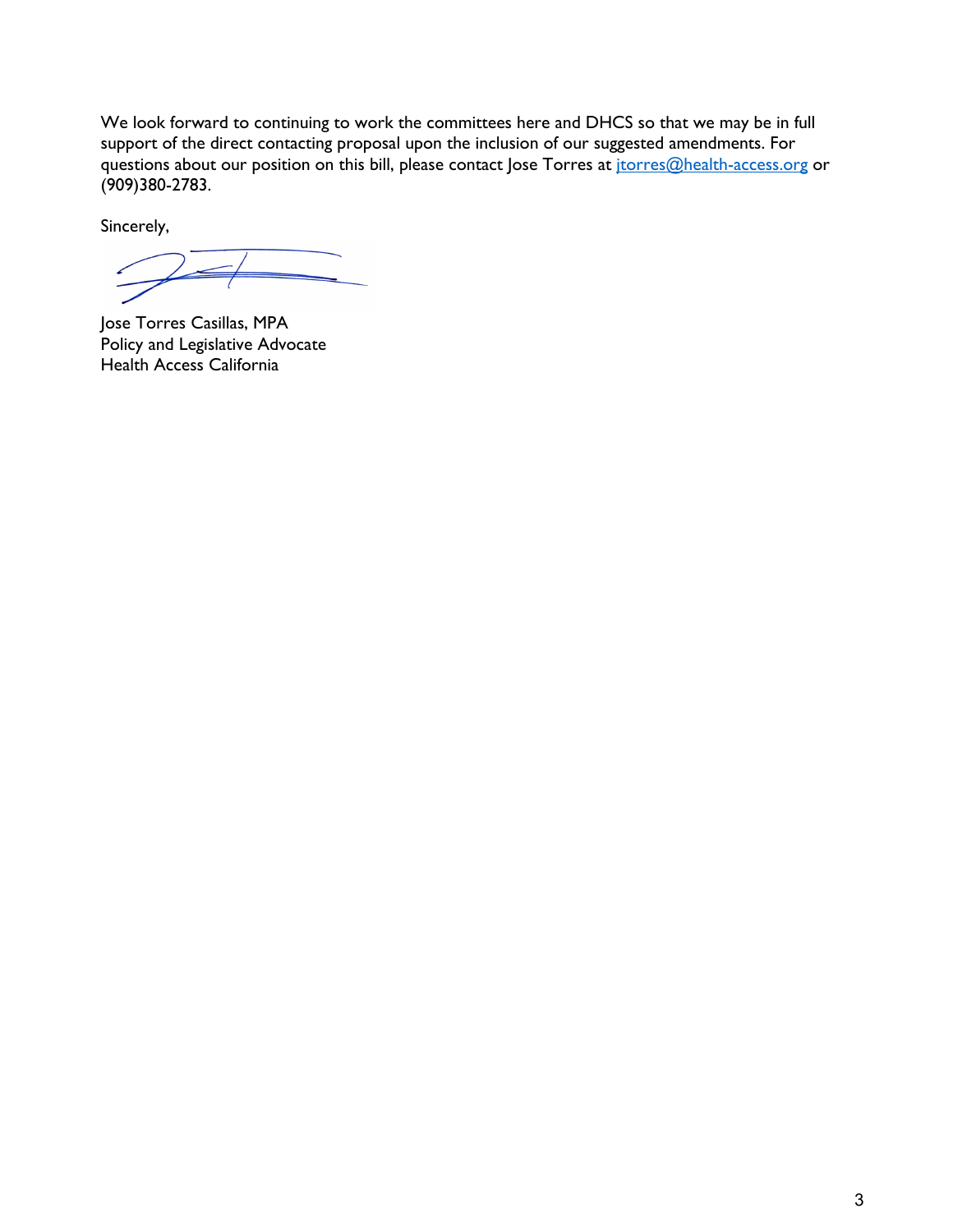We look forward to continuing to work the committees here and DHCS so that we may be in full support of the direct contacting proposal upon the inclusion of our suggested amendments. For questions about our position on this bill, please contact Jose Torres at jtorres@health-access.org or (909)380-2783.

Sincerely,

Jose Torres Casillas, MPA  
Policy and Legislative Advocate  
Health Access California